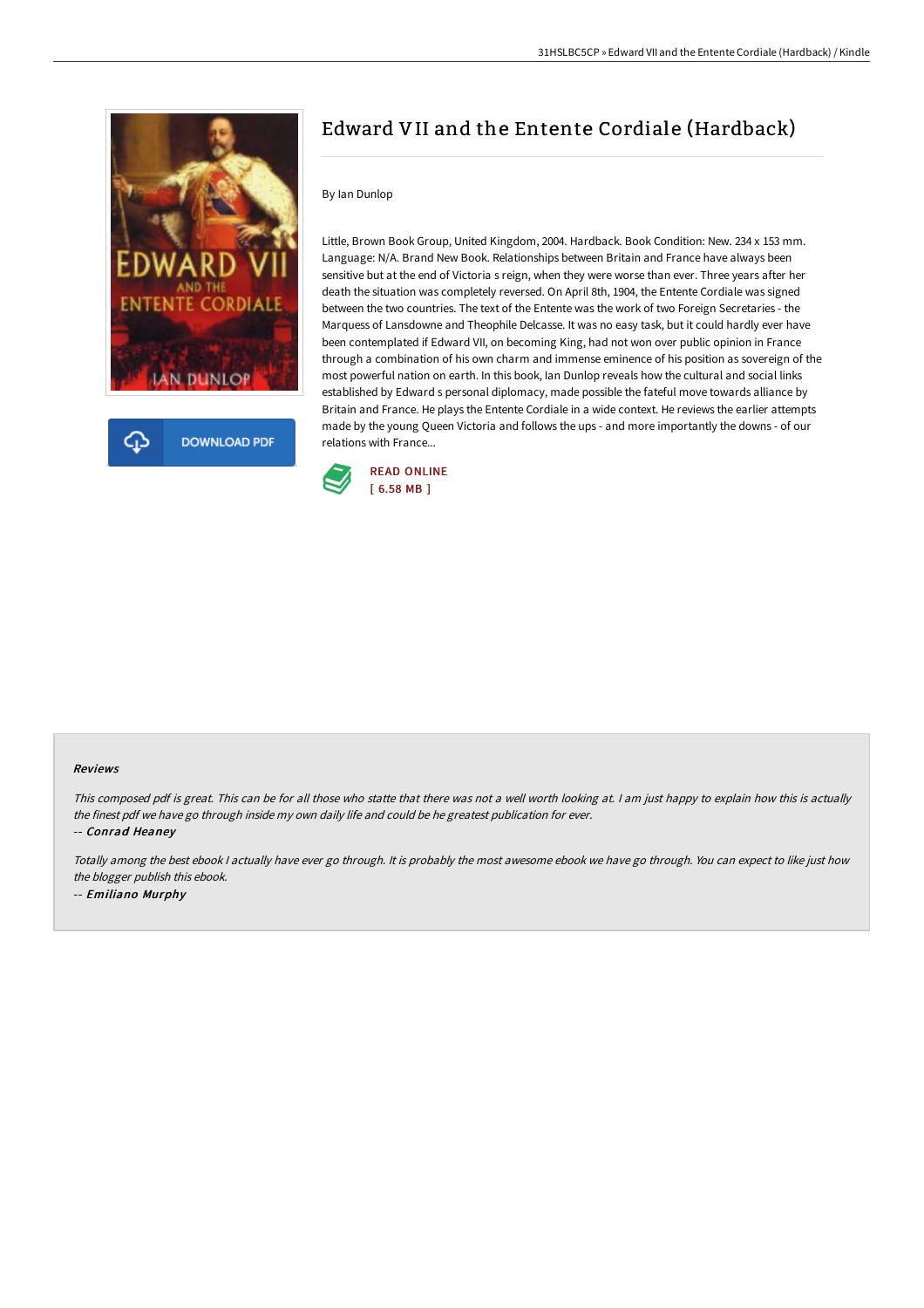# Edward VII and the Entente Cordiale (Hardback)

By Ian Dunlop

Little, Brown Book Group, United Kingdom, 2004. Hardback. Book Condition: New. 234 x 153 mm. Language: N/A. Brand New Book. Relationships between Britain and France have always been sensitive but at the end of Victoria s reign, when they were worse than ever. Three years after her death the situation was completely reversed. On April 8th, 1904, the Entente Cordiale was signed between the two countries. The text of the Entente was the work of two Foreign Secretaries - the Marquess of Lansdowne and Theophile Delcasse. It was no easy task, but it could hardly ever have been contemplated if Edward VII, on becoming King, had not won over public opinion in France through a combination of his own charm and immense eminence of his position as sovereign of the most powerful nation on earth. In this book, Ian Dunlop reveals how the cultural and social links established by Edward s personal diplomacy, made possible the fateful move towards alliance by Britain and France. He plays the Entente Cordiale in a wide context. He reviews the earlier attempts made by the young Queen Victoria and follows the ups - and more importantly the downs - of our relations with France...

DOWNLOAD PDF

READ ONLINE
[ 6.58 MB ]

#### Reviews

*This composed pdf is great. This can be for all those who statte that there was not a well worth looking at. I am just happy to explain how this is actually the finest pdf we have go through inside my own daily life and could be he greatest publication for ever.*

-- ***Conrad Heaney***

*Totally among the best ebook I actually have ever go through. It is probably the most awesome ebook we have go through. You can expect to like just how the blogger publish this ebook.*

-- ***Emiliano Murphy***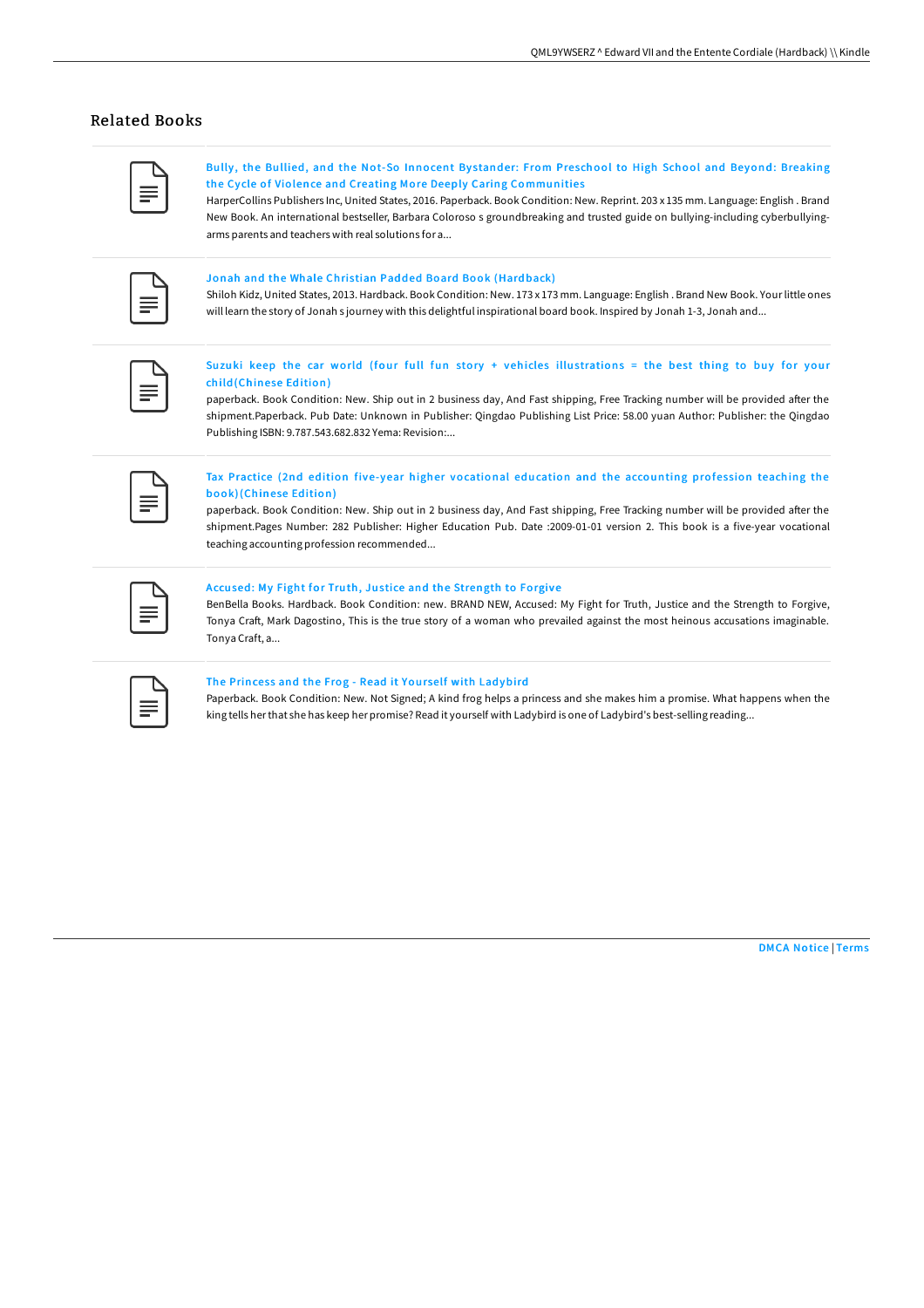## Related Books

**Bully, the Bullied, and the Not-So Innocent Bystander: From Preschool to High School and Beyond: Breaking the Cycle of Violence and Creating More Deeply Caring Communities**

HarperCollins Publishers Inc, United States, 2016. Paperback. Book Condition: New. Reprint. 203 x 135 mm. Language: English . Brand New Book. An international bestseller, Barbara Coloroso s groundbreaking and trusted guide on bullying-including cyberbullying-arms parents and teachers with real solutions for a...

**Jonah and the Whale Christian Padded Board Book (Hardback)**

Shiloh Kidz, United States, 2013. Hardback. Book Condition: New. 173 x 173 mm. Language: English . Brand New Book. Your little ones will learn the story of Jonah s journey with this delightful inspirational board book. Inspired by Jonah 1-3, Jonah and...

**Suzuki keep the car world (four full fun story + vehicles illustrations = the best thing to buy for your child(Chinese Edition)**

paperback. Book Condition: New. Ship out in 2 business day, And Fast shipping, Free Tracking number will be provided after the shipment.Paperback. Pub Date: Unknown in Publisher: Qingdao Publishing List Price: 58.00 yuan Author: Publisher: the Qingdao Publishing ISBN: 9.787.543.682.832 Yema: Revision:...

**Tax Practice (2nd edition five-year higher vocational education and the accounting profession teaching the book)(Chinese Edition)**

paperback. Book Condition: New. Ship out in 2 business day, And Fast shipping, Free Tracking number will be provided after the shipment.Pages Number: 282 Publisher: Higher Education Pub. Date :2009-01-01 version 2. This book is a five-year vocational teaching accounting profession recommended...

**Accused: My Fight for Truth, Justice and the Strength to Forgive**

BenBella Books. Hardback. Book Condition: new. BRAND NEW, Accused: My Fight for Truth, Justice and the Strength to Forgive, Tonya Craft, Mark Dagostino, This is the true story of a woman who prevailed against the most heinous accusations imaginable. Tonya Craft, a...

**The Princess and the Frog - Read it Yourself with Ladybird**

Paperback. Book Condition: New. Not Signed; A kind frog helps a princess and she makes him a promise. What happens when the king tells her that she has keep her promise? Read it yourself with Ladybird is one of Ladybird's best-selling reading...

DMCA Notice | Terms